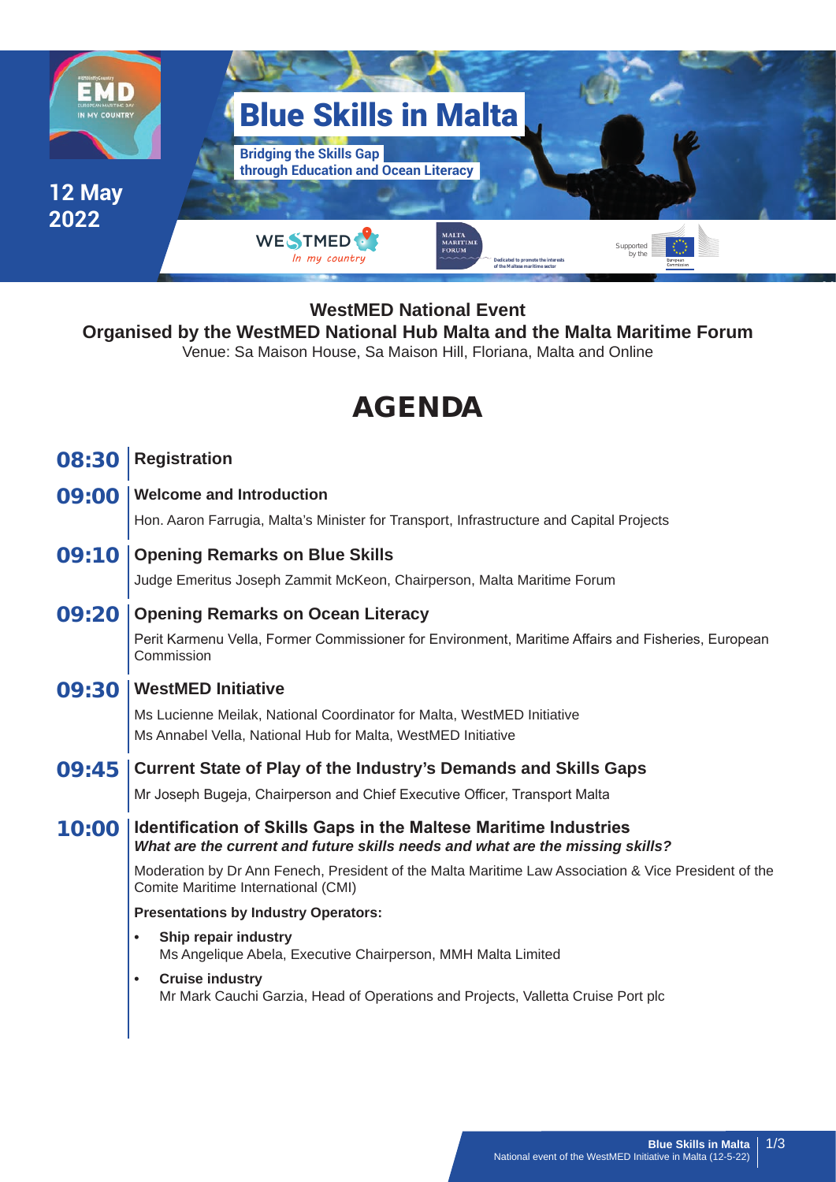12 May 2022

# Blue Skills in Malta

**Bridging the Skills Gap through Education and Ocean Literacy**

WestMED In my country

Malta Maritime Forum — Dedicated to promote the interests of the Maltese maritime sector

Supported by the European Commission

**WestMED National Event**

**Organised by the WestMED National Hub Malta and the Malta Maritime Forum**

Venue: Sa Maison House, Sa Maison Hill, Floriana, Malta and Online

# AGENDA

**08:30** | **Registration**

**09:00** | **Welcome and Introduction**

Hon. Aaron Farrugia, Malta's Minister for Transport, Infrastructure and Capital Projects

**09:10** | **Opening Remarks on Blue Skills**

Judge Emeritus Joseph Zammit McKeon, Chairperson, Malta Maritime Forum

**09:20** | **Opening Remarks on Ocean Literacy**

Perit Karmenu Vella, Former Commissioner for Environment, Maritime Affairs and Fisheries, European Commission

**09:30** | **WestMED Initiative**

Ms Lucienne Meilak, National Coordinator for Malta, WestMED Initiative
Ms Annabel Vella, National Hub for Malta, WestMED Initiative

**09:45** | **Current State of Play of the Industry's Demands and Skills Gaps**

Mr Joseph Bugeja, Chairperson and Chief Executive Officer, Transport Malta

**10:00** | **Identification of Skills Gaps in the Maltese Maritime Industries**
***What are the current and future skills needs and what are the missing skills?***

Moderation by Dr Ann Fenech, President of the Malta Maritime Law Association & Vice President of the Comite Maritime International (CMI)

**Presentations by Industry Operators:**

- **Ship repair industry**
  Ms Angelique Abela, Executive Chairperson, MMH Malta Limited
- **Cruise industry**
  Mr Mark Cauchi Garzia, Head of Operations and Projects, Valletta Cruise Port plc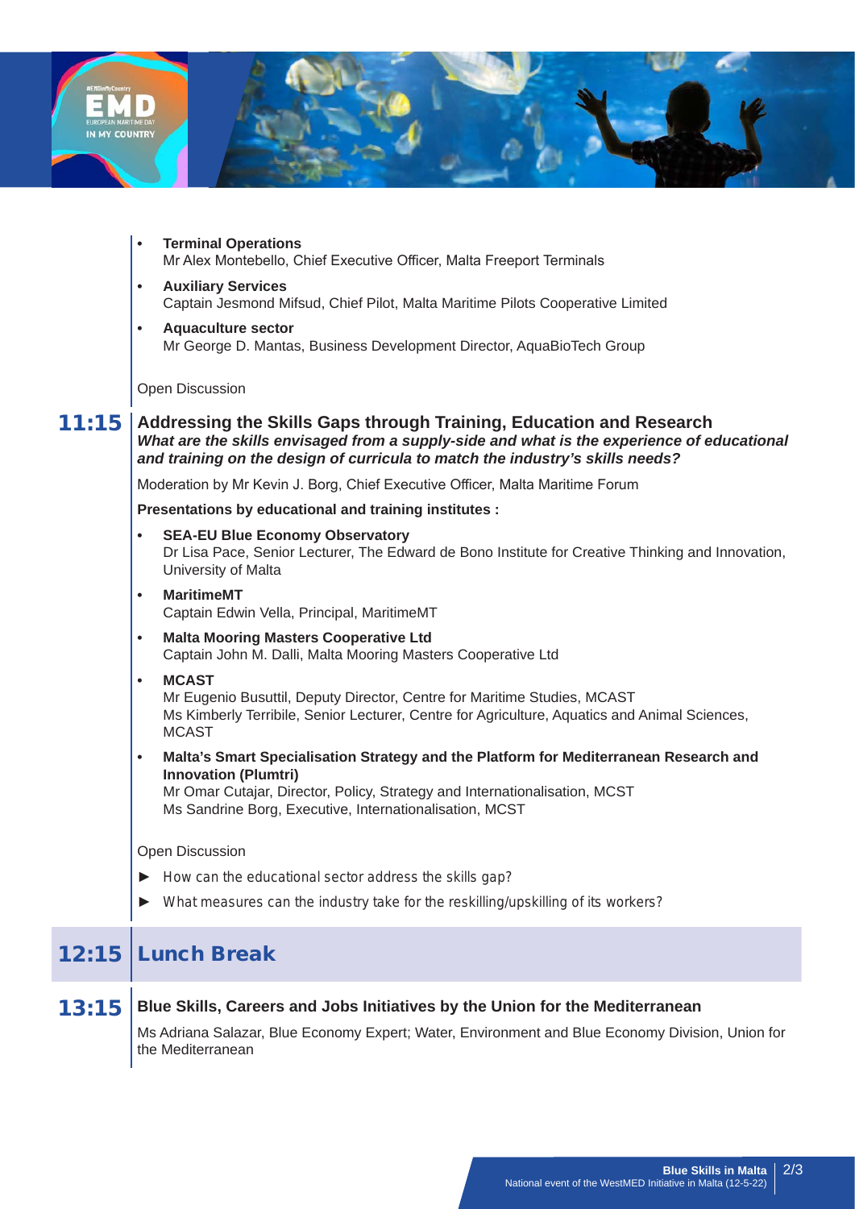- **Terminal Operations**
  Mr Alex Montebello, Chief Executive Officer, Malta Freeport Terminals
- **Auxiliary Services**
  Captain Jesmond Mifsud, Chief Pilot, Malta Maritime Pilots Cooperative Limited
- **Aquaculture sector**
  Mr George D. Mantas, Business Development Director, AquaBioTech Group

Open Discussion

## 11:15 Addressing the Skills Gaps through Training, Education and Research

***What are the skills envisaged from a supply-side and what is the experience of educational and training on the design of curricula to match the industry's skills needs?***

Moderation by Mr Kevin J. Borg, Chief Executive Officer, Malta Maritime Forum

**Presentations by educational and training institutes :**

- **SEA-EU Blue Economy Observatory**
  Dr Lisa Pace, Senior Lecturer, The Edward de Bono Institute for Creative Thinking and Innovation, University of Malta
- **MaritimeMT**
  Captain Edwin Vella, Principal, MaritimeMT
- **Malta Mooring Masters Cooperative Ltd**
  Captain John M. Dalli, Malta Mooring Masters Cooperative Ltd
- **MCAST**
  Mr Eugenio Busuttil, Deputy Director, Centre for Maritime Studies, MCAST
  Ms Kimberly Terribile, Senior Lecturer, Centre for Agriculture, Aquatics and Animal Sciences, MCAST
- **Malta's Smart Specialisation Strategy and the Platform for Mediterranean Research and Innovation (Plumtri)**
  Mr Omar Cutajar, Director, Policy, Strategy and Internationalisation, MCST
  Ms Sandrine Borg, Executive, Internationalisation, MCST

Open Discussion

- ► How can the educational sector address the skills gap?
- ► What measures can the industry take for the reskilling/upskilling of its workers?

## 12:15 Lunch Break

## 13:15 Blue Skills, Careers and Jobs Initiatives by the Union for the Mediterranean

Ms Adriana Salazar, Blue Economy Expert; Water, Environment and Blue Economy Division, Union for the Mediterranean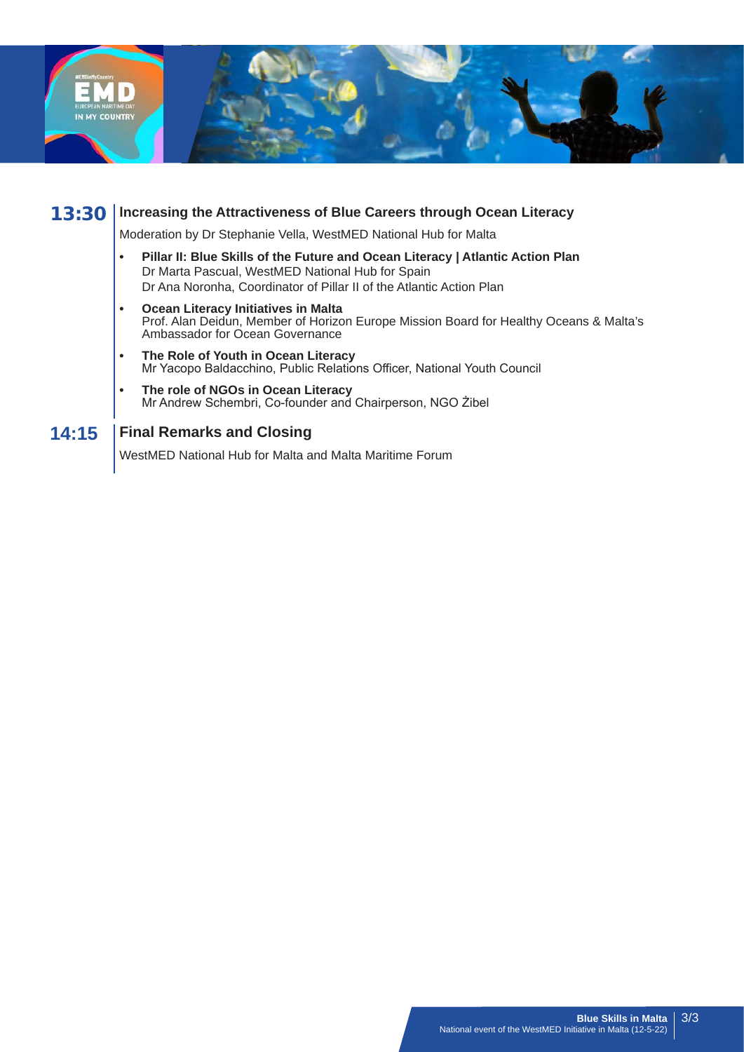## 13:30 Increasing the Attractiveness of Blue Careers through Ocean Literacy

Moderation by Dr Stephanie Vella, WestMED National Hub for Malta

- **Pillar II: Blue Skills of the Future and Ocean Literacy | Atlantic Action Plan**
  Dr Marta Pascual, WestMED National Hub for Spain
  Dr Ana Noronha, Coordinator of Pillar II of the Atlantic Action Plan
- **Ocean Literacy Initiatives in Malta**
  Prof. Alan Deidun, Member of Horizon Europe Mission Board for Healthy Oceans & Malta's Ambassador for Ocean Governance
- **The Role of Youth in Ocean Literacy**
  Mr Yacopo Baldacchino, Public Relations Officer, National Youth Council
- **The role of NGOs in Ocean Literacy**
  Mr Andrew Schembri, Co-founder and Chairperson, NGO Żibel

## 14:15 Final Remarks and Closing

WestMED National Hub for Malta and Malta Maritime Forum